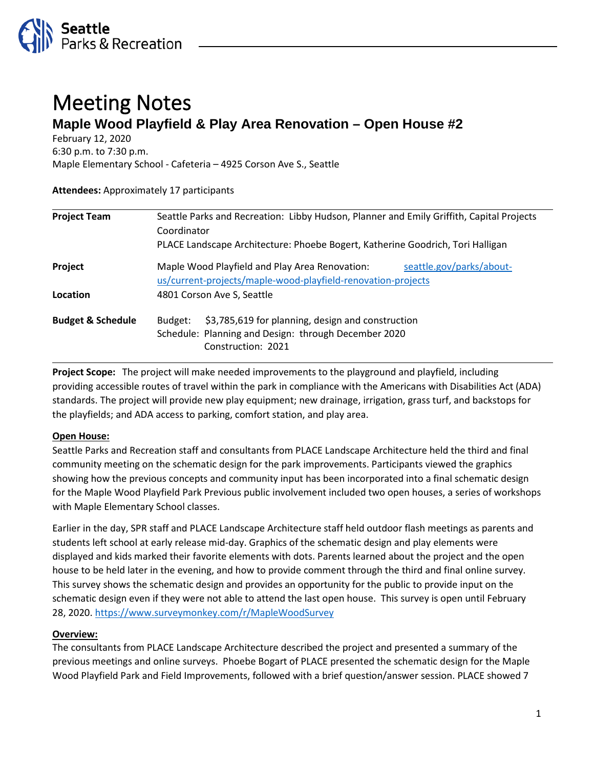# Meeting Notes

## Maple Wood Playfield & Play Area Renovation – Open House #2

February 12, 2020
6:30 p.m. to 7:30 p.m.
Maple Elementary School - Cafeteria – 4925 Corson Ave S., Seattle

**Attendees:** Approximately 17 participants

| | |
|---|---|
| **Project Team** | Seattle Parks and Recreation: Libby Hudson, Planner and Emily Griffith, Capital Projects Coordinator<br>PLACE Landscape Architecture: Phoebe Bogert, Katherine Goodrich, Tori Halligan |
| **Project** | Maple Wood Playfield and Play Area Renovation: seattle.gov/parks/about-us/current-projects/maple-wood-playfield-renovation-projects |
| **Location** | 4801 Corson Ave S, Seattle |
| **Budget & Schedule** | Budget: $3,785,619 for planning, design and construction<br>Schedule: Planning and Design: through December 2020<br>Construction: 2021 |

**Project Scope:** The project will make needed improvements to the playground and playfield, including providing accessible routes of travel within the park in compliance with the Americans with Disabilities Act (ADA) standards. The project will provide new play equipment; new drainage, irrigation, grass turf, and backstops for the playfields; and ADA access to parking, comfort station, and play area.

**Open House:**

Seattle Parks and Recreation staff and consultants from PLACE Landscape Architecture held the third and final community meeting on the schematic design for the park improvements. Participants viewed the graphics showing how the previous concepts and community input has been incorporated into a final schematic design for the Maple Wood Playfield Park Previous public involvement included two open houses, a series of workshops with Maple Elementary School classes.

Earlier in the day, SPR staff and PLACE Landscape Architecture staff held outdoor flash meetings as parents and students left school at early release mid-day. Graphics of the schematic design and play elements were displayed and kids marked their favorite elements with dots. Parents learned about the project and the open house to be held later in the evening, and how to provide comment through the third and final online survey. This survey shows the schematic design and provides an opportunity for the public to provide input on the schematic design even if they were not able to attend the last open house. This survey is open until February 28, 2020. https://www.surveymonkey.com/r/MapleWoodSurvey

**Overview:**

The consultants from PLACE Landscape Architecture described the project and presented a summary of the previous meetings and online surveys. Phoebe Bogart of PLACE presented the schematic design for the Maple Wood Playfield Park and Field Improvements, followed with a brief question/answer session. PLACE showed 7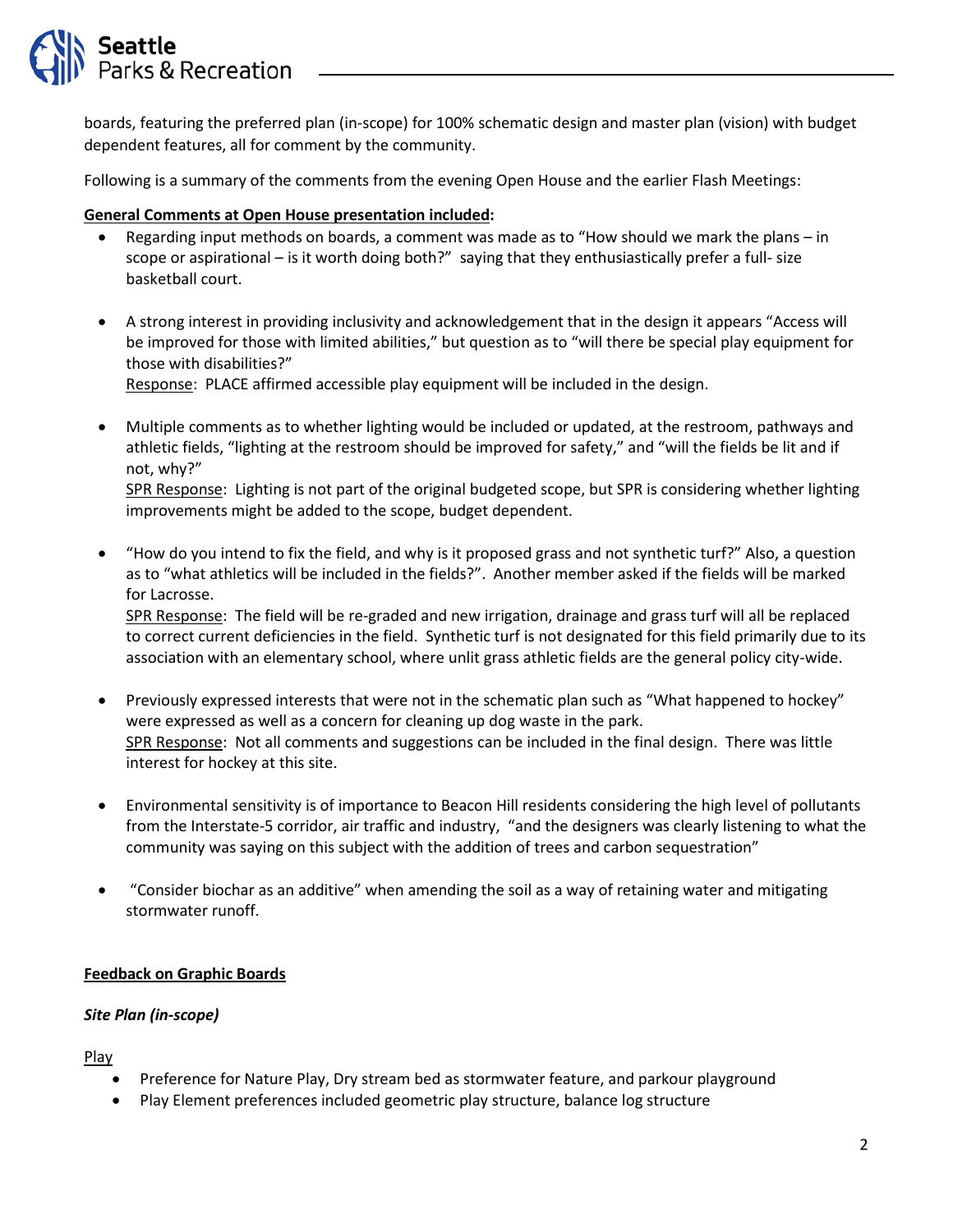boards, featuring the preferred plan (in-scope) for 100% schematic design and master plan (vision) with budget dependent features, all for comment by the community.

Following is a summary of the comments from the evening Open House and the earlier Flash Meetings:

**General Comments at Open House presentation included:**

- Regarding input methods on boards, a comment was made as to "How should we mark the plans – in scope or aspirational – is it worth doing both?" saying that they enthusiastically prefer a full- size basketball court.
- A strong interest in providing inclusivity and acknowledgement that in the design it appears "Access will be improved for those with limited abilities," but question as to "will there be special play equipment for those with disabilities?"
  Response: PLACE affirmed accessible play equipment will be included in the design.
- Multiple comments as to whether lighting would be included or updated, at the restroom, pathways and athletic fields, "lighting at the restroom should be improved for safety," and "will the fields be lit and if not, why?"
  SPR Response: Lighting is not part of the original budgeted scope, but SPR is considering whether lighting improvements might be added to the scope, budget dependent.
- "How do you intend to fix the field, and why is it proposed grass and not synthetic turf?" Also, a question as to "what athletics will be included in the fields?". Another member asked if the fields will be marked for Lacrosse.
  SPR Response: The field will be re-graded and new irrigation, drainage and grass turf will all be replaced to correct current deficiencies in the field. Synthetic turf is not designated for this field primarily due to its association with an elementary school, where unlit grass athletic fields are the general policy city-wide.
- Previously expressed interests that were not in the schematic plan such as "What happened to hockey" were expressed as well as a concern for cleaning up dog waste in the park.
  SPR Response: Not all comments and suggestions can be included in the final design. There was little interest for hockey at this site.
- Environmental sensitivity is of importance to Beacon Hill residents considering the high level of pollutants from the Interstate-5 corridor, air traffic and industry, "and the designers was clearly listening to what the community was saying on this subject with the addition of trees and carbon sequestration"
- "Consider biochar as an additive" when amending the soil as a way of retaining water and mitigating stormwater runoff.

**Feedback on Graphic Boards**

***Site Plan (in-scope)***

Play

- Preference for Nature Play, Dry stream bed as stormwater feature, and parkour playground
- Play Element preferences included geometric play structure, balance log structure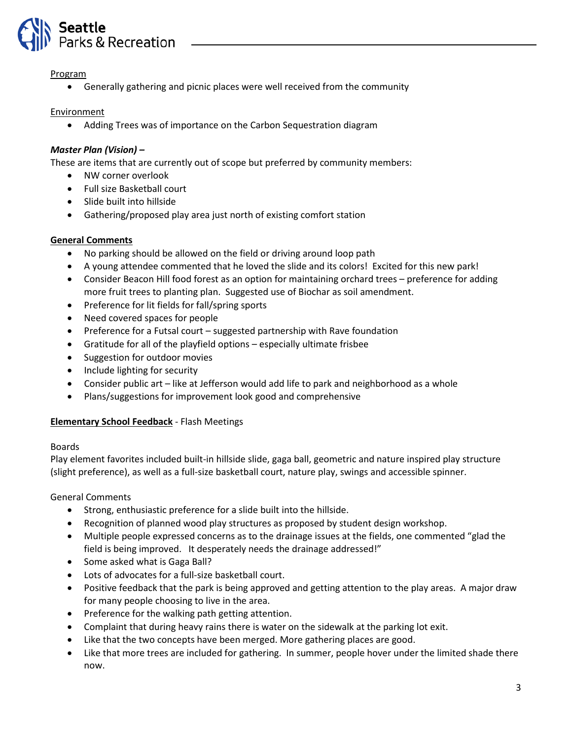<u>Program</u>

- Generally gathering and picnic places were well received from the community

<u>Environment</u>

- Adding Trees was of importance on the Carbon Sequestration diagram

***Master Plan (Vision) –***

These are items that are currently out of scope but preferred by community members:

- NW corner overlook
- Full size Basketball court
- Slide built into hillside
- Gathering/proposed play area just north of existing comfort station

**<u>General Comments</u>**

- No parking should be allowed on the field or driving around loop path
- A young attendee commented that he loved the slide and its colors! Excited for this new park!
- Consider Beacon Hill food forest as an option for maintaining orchard trees – preference for adding more fruit trees to planting plan. Suggested use of Biochar as soil amendment.
- Preference for lit fields for fall/spring sports
- Need covered spaces for people
- Preference for a Futsal court – suggested partnership with Rave foundation
- Gratitude for all of the playfield options – especially ultimate frisbee
- Suggestion for outdoor movies
- Include lighting for security
- Consider public art – like at Jefferson would add life to park and neighborhood as a whole
- Plans/suggestions for improvement look good and comprehensive

**<u>Elementary School Feedback</u>** - Flash Meetings

Boards

Play element favorites included built-in hillside slide, gaga ball, geometric and nature inspired play structure (slight preference), as well as a full-size basketball court, nature play, swings and accessible spinner.

General Comments

- Strong, enthusiastic preference for a slide built into the hillside.
- Recognition of planned wood play structures as proposed by student design workshop.
- Multiple people expressed concerns as to the drainage issues at the fields, one commented "glad the field is being improved. It desperately needs the drainage addressed!"
- Some asked what is Gaga Ball?
- Lots of advocates for a full-size basketball court.
- Positive feedback that the park is being approved and getting attention to the play areas. A major draw for many people choosing to live in the area.
- Preference for the walking path getting attention.
- Complaint that during heavy rains there is water on the sidewalk at the parking lot exit.
- Like that the two concepts have been merged. More gathering places are good.
- Like that more trees are included for gathering. In summer, people hover under the limited shade there now.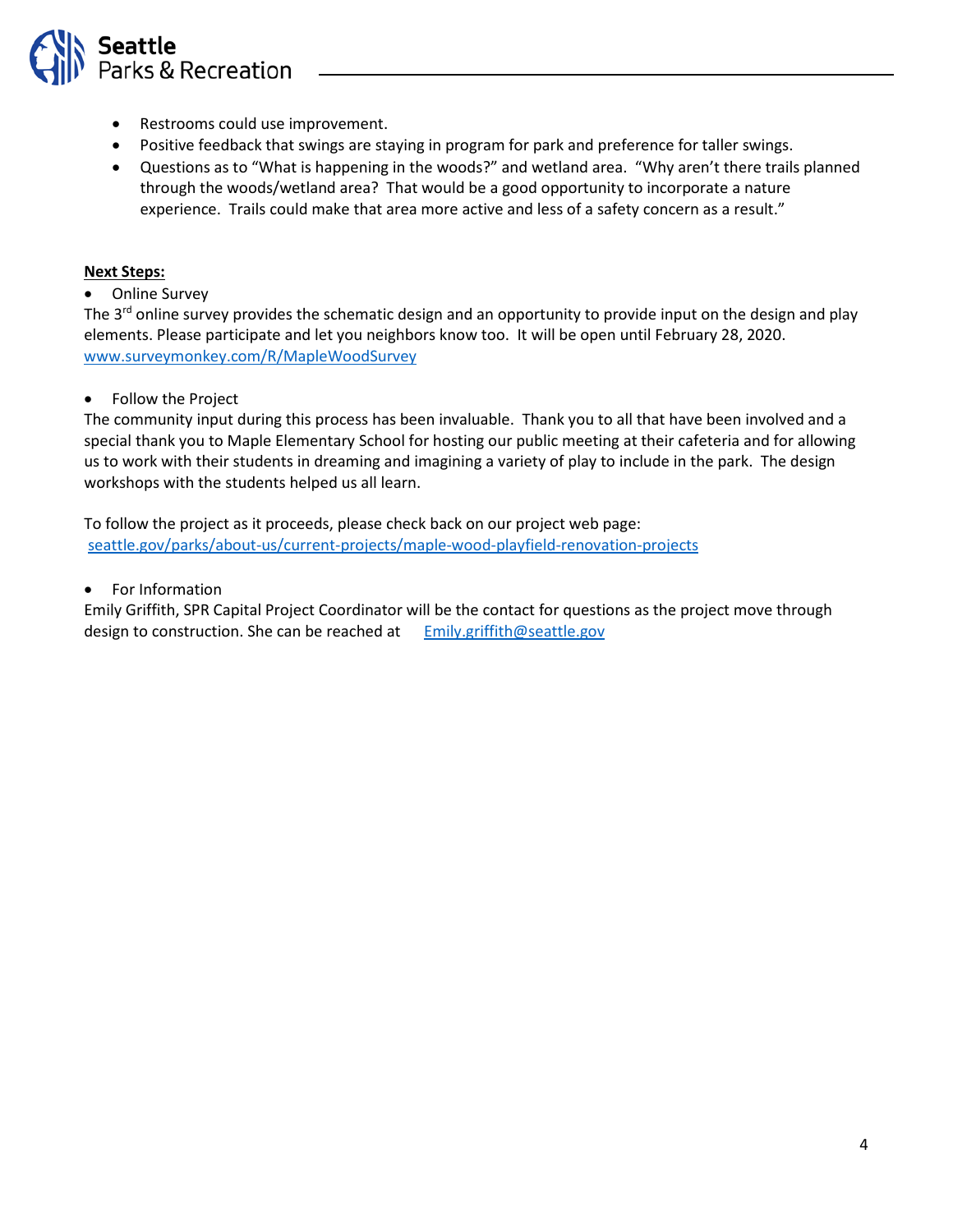- Restrooms could use improvement.
- Positive feedback that swings are staying in program for park and preference for taller swings.
- Questions as to "What is happening in the woods?" and wetland area. "Why aren't there trails planned through the woods/wetland area? That would be a good opportunity to incorporate a nature experience. Trails could make that area more active and less of a safety concern as a result."

**Next Steps:**

- Online Survey

The 3rd online survey provides the schematic design and an opportunity to provide input on the design and play elements. Please participate and let you neighbors know too. It will be open until February 28, 2020. [www.surveymonkey.com/R/MapleWoodSurvey](www.surveymonkey.com/R/MapleWoodSurvey)

- Follow the Project

The community input during this process has been invaluable. Thank you to all that have been involved and a special thank you to Maple Elementary School for hosting our public meeting at their cafeteria and for allowing us to work with their students in dreaming and imagining a variety of play to include in the park. The design workshops with the students helped us all learn.

To follow the project as it proceeds, please check back on our project web page: [seattle.gov/parks/about-us/current-projects/maple-wood-playfield-renovation-projects](seattle.gov/parks/about-us/current-projects/maple-wood-playfield-renovation-projects)

- For Information

Emily Griffith, SPR Capital Project Coordinator will be the contact for questions as the project move through design to construction. She can be reached at [Emily.griffith@seattle.gov](mailto:Emily.griffith@seattle.gov)